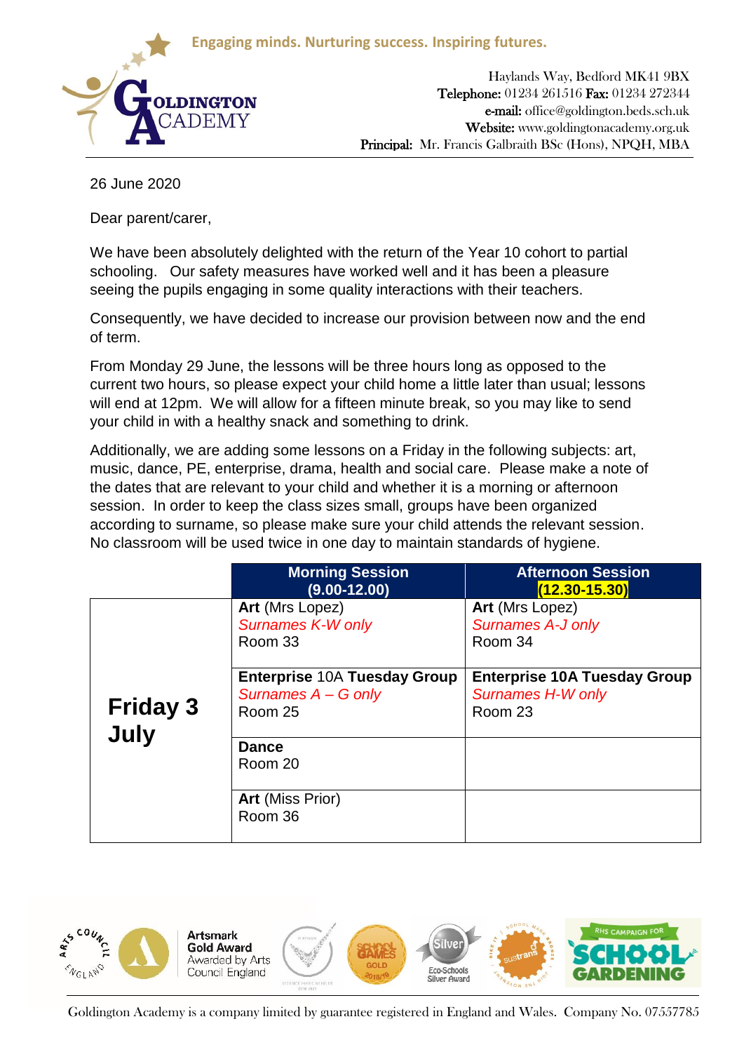Engaging minds. Nurturing success. Inspiring futures.

**GOLDINGTON ACADEMY**

Haylands Way, Bedford MK41 9BX
**Telephone:** 01234 261516 **Fax:** 01234 272344
**e-mail:** office@goldington.beds.sch.uk
**Website:** www.goldingtonacademy.org.uk
**Principal:** Mr. Francis Galbraith BSc (Hons), NPQH, MBA

26 June 2020

Dear parent/carer,

We have been absolutely delighted with the return of the Year 10 cohort to partial schooling. Our safety measures have worked well and it has been a pleasure seeing the pupils engaging in some quality interactions with their teachers.

Consequently, we have decided to increase our provision between now and the end of term.

From Monday 29 June, the lessons will be three hours long as opposed to the current two hours, so please expect your child home a little later than usual; lessons will end at 12pm. We will allow for a fifteen minute break, so you may like to send your child in with a healthy snack and something to drink.

Additionally, we are adding some lessons on a Friday in the following subjects: art, music, dance, PE, enterprise, drama, health and social care. Please make a note of the dates that are relevant to your child and whether it is a morning or afternoon session. In order to keep the class sizes small, groups have been organized according to surname, so please make sure your child attends the relevant session. No classroom will be used twice in one day to maintain standards of hygiene.

| | Morning Session (9.00-12.00) | Afternoon Session (12.30-15.30) |
|---|---|---|
| **Friday 3 July** | **Art** (Mrs Lopez) *Surnames K-W only* Room 33 | **Art** (Mrs Lopez) *Surnames A-J only* Room 34 |
| | **Enterprise** 10A Tuesday Group *Surnames A – G only* Room 25 | **Enterprise 10A Tuesday Group** *Surnames H-W only* Room 23 |
| | **Dance** Room 20 | |
| | **Art** (Miss Prior) Room 36 | |

Artsmark Gold Award
Awarded by Arts Council England

Goldington Academy is a company limited by guarantee registered in England and Wales. Company No. 07557785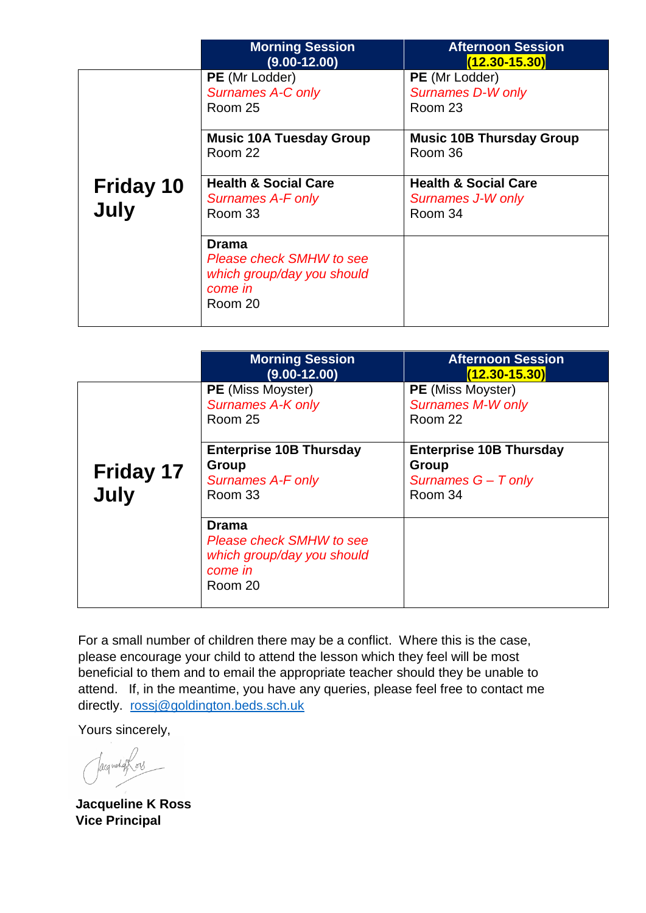| | Morning Session (9.00-12.00) | Afternoon Session (12.30-15.30) |
|---|---|---|
| **Friday 10 July** | **PE** (Mr Lodder)<br>*Surnames A-C only*<br>Room 25 | **PE** (Mr Lodder)<br>*Surnames D-W only*<br>Room 23 |
| | **Music 10A Tuesday Group**<br>Room 22 | **Music 10B Thursday Group**<br>Room 36 |
| | **Health & Social Care**<br>*Surnames A-F only*<br>Room 33 | **Health & Social Care**<br>*Surnames J-W only*<br>Room 34 |
| | **Drama**<br>*Please check SMHW to see which group/day you should come in*<br>Room 20 | |

| | Morning Session (9.00-12.00) | Afternoon Session (12.30-15.30) |
|---|---|---|
| **Friday 17 July** | **PE** (Miss Moyster)<br>*Surnames A-K only*<br>Room 25 | **PE** (Miss Moyster)<br>*Surnames M-W only*<br>Room 22 |
| | **Enterprise 10B Thursday Group**<br>*Surnames A-F only*<br>Room 33 | **Enterprise 10B Thursday Group**<br>*Surnames G – T only*<br>Room 34 |
| | **Drama**<br>*Please check SMHW to see which group/day you should come in*<br>Room 20 | |

For a small number of children there may be a conflict. Where this is the case, please encourage your child to attend the lesson which they feel will be most beneficial to them and to email the appropriate teacher should they be unable to attend. If, in the meantime, you have any queries, please feel free to contact me directly. rossj@goldington.beds.sch.uk

Yours sincerely,

**Jacqueline K Ross**
**Vice Principal**